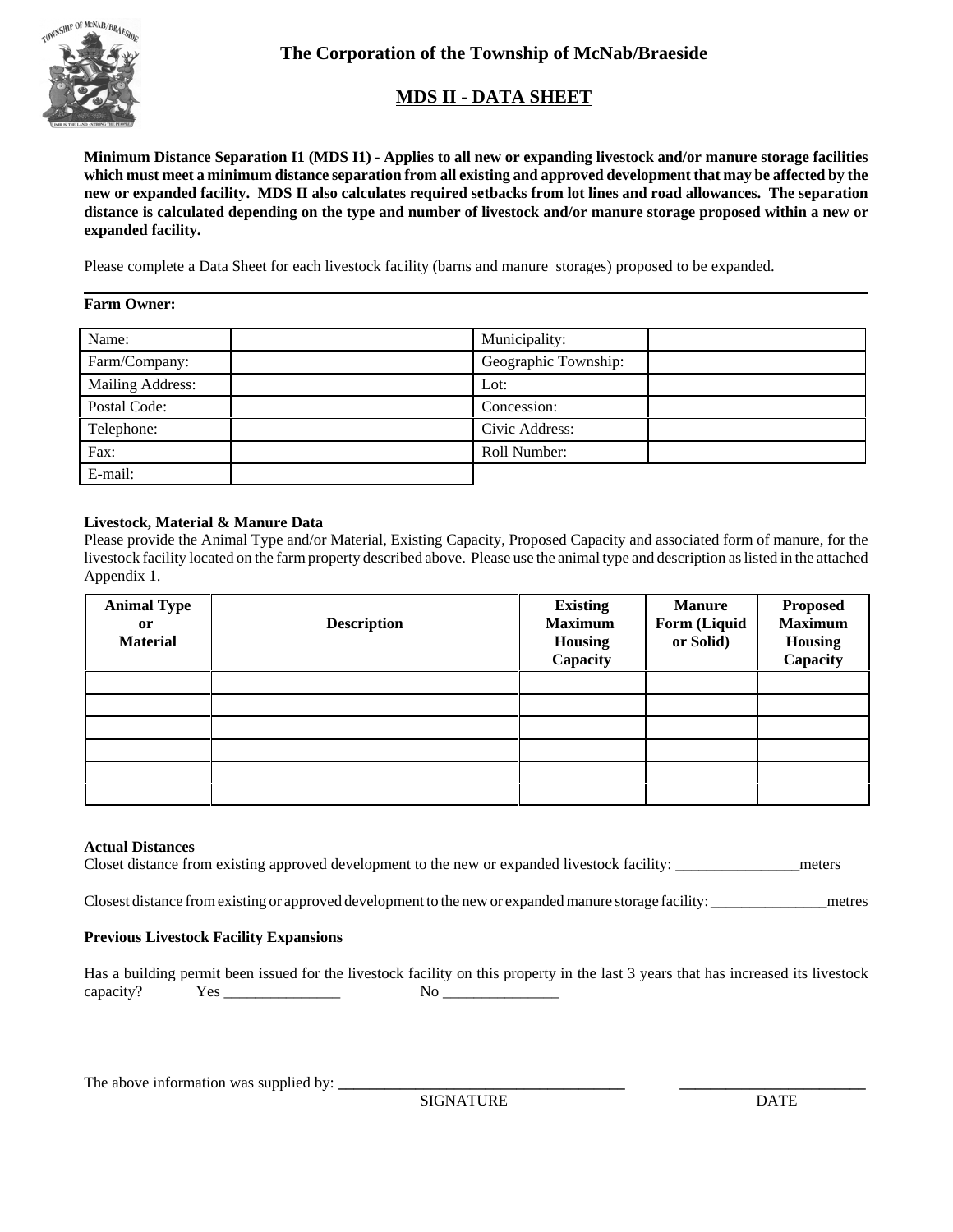# The Corporation of the Township of McNab/Braeside

## MDS II - DATA SHEET

**Minimum Distance Separation I1 (MDS I1) - Applies to all new or expanding livestock and/or manure storage facilities which must meet a minimum distance separation from all existing and approved development that may be affected by the new or expanded facility. MDS II also calculates required setbacks from lot lines and road allowances. The separation distance is calculated depending on the type and number of livestock and/or manure storage proposed within a new or expanded facility.**

Please complete a Data Sheet for each livestock facility (barns and manure storages) proposed to be expanded.

---

**Farm Owner:**

| Name: | | Municipality: | |
|---|---|---|---|
| Farm/Company: | | Geographic Township: | |
| Mailing Address: | | Lot: | |
| Postal Code: | | Concession: | |
| Telephone: | | Civic Address: | |
| Fax: | | Roll Number: | |
| E-mail: | | | |

**Livestock, Material & Manure Data**

Please provide the Animal Type and/or Material, Existing Capacity, Proposed Capacity and associated form of manure, for the livestock facility located on the farm property described above. Please use the animal type and description as listed in the attached Appendix 1.

| Animal Type or Material | Description | Existing Maximum Housing Capacity | Manure Form (Liquid or Solid) | Proposed Maximum Housing Capacity |
|---|---|---|---|---|
| | | | | |
| | | | | |
| | | | | |
| | | | | |
| | | | | |
| | | | | |

**Actual Distances**

Closet distance from existing approved development to the new or expanded livestock facility: ________________meters

Closest distance from existing or approved development to the new or expanded manure storage facility: _______________metres

**Previous Livestock Facility Expansions**

Has a building permit been issued for the livestock facility on this property in the last 3 years that has increased its livestock capacity? Yes _______________ No _______________

The above information was supplied by: ____________________________________ ________________________

SIGNATURE DATE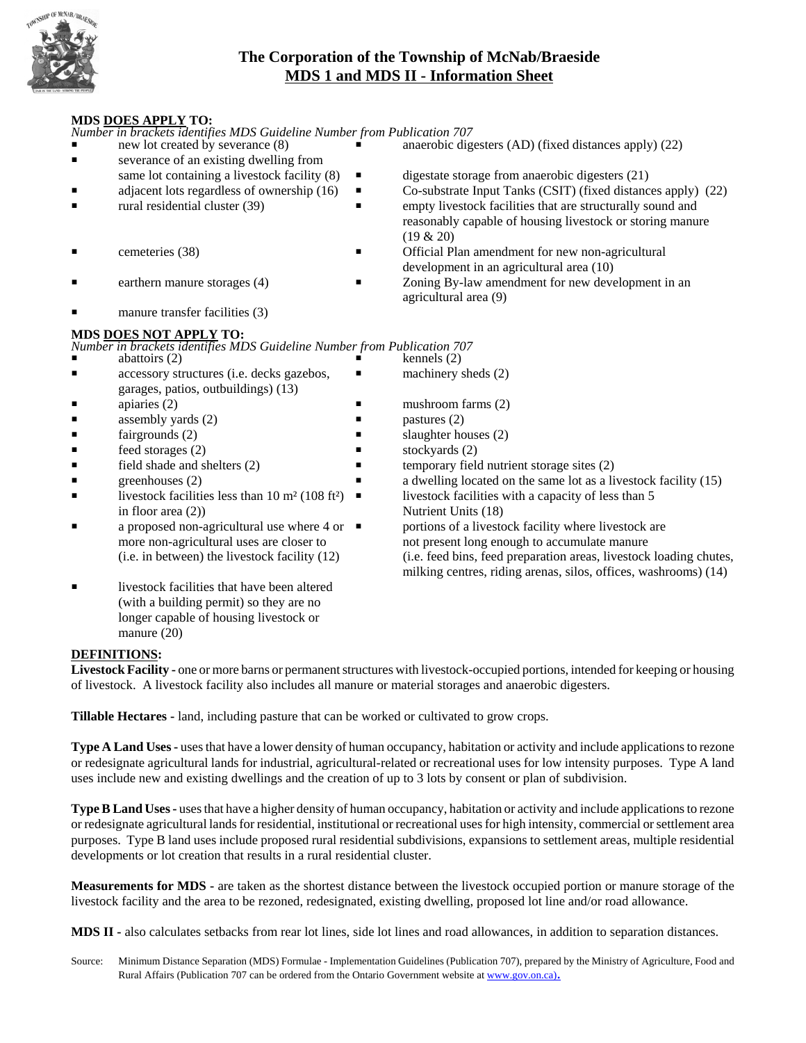# The Corporation of the Township of McNab/Braeside

## MDS 1 and MDS II - Information Sheet

**MDS DOES APPLY TO:**

*Number in brackets identifies MDS Guideline Number from Publication 707*

- new lot created by severance (8)
- severance of an existing dwelling from same lot containing a livestock facility (8)
- adjacent lots regardless of ownership (16)
- rural residential cluster (39)
- cemeteries (38)
- earthern manure storages (4)
- manure transfer facilities (3)
- anaerobic digesters (AD) (fixed distances apply) (22)
- digestate storage from anaerobic digesters (21)
- Co-substrate Input Tanks (CSIT) (fixed distances apply) (22)
- empty livestock facilities that are structurally sound and reasonably capable of housing livestock or storing manure (19 & 20)
- Official Plan amendment for new non-agricultural development in an agricultural area (10)
- Zoning By-law amendment for new development in an agricultural area (9)

**MDS DOES NOT APPLY TO:**

*Number in brackets identifies MDS Guideline Number from Publication 707*

- abattoirs (2)
- accessory structures (i.e. decks gazebos, garages, patios, outbuildings) (13)
- apiaries (2)
- assembly yards (2)
- fairgrounds (2)
- feed storages (2)
- field shade and shelters (2)
- greenhouses (2)
- livestock facilities less than 10 m² (108 ft²) in floor area (2))
- a proposed non-agricultural use where 4 or more non-agricultural uses are closer to (i.e. in between) the livestock facility (12)
- livestock facilities that have been altered (with a building permit) so they are no longer capable of housing livestock or manure (20)
- kennels (2)
- machinery sheds (2)
- mushroom farms (2)
- pastures (2)
- slaughter houses (2)
- stockyards (2)
- temporary field nutrient storage sites (2)
- a dwelling located on the same lot as a livestock facility (15)
- livestock facilities with a capacity of less than 5 Nutrient Units (18)
- portions of a livestock facility where livestock are not present long enough to accumulate manure (i.e. feed bins, feed preparation areas, livestock loading chutes, milking centres, riding arenas, silos, offices, washrooms) (14)

**DEFINITIONS:**

**Livestock Facility -** one or more barns or permanent structures with livestock-occupied portions, intended for keeping or housing of livestock. A livestock facility also includes all manure or material storages and anaerobic digesters.

**Tillable Hectares -** land, including pasture that can be worked or cultivated to grow crops.

**Type A Land Uses -** uses that have a lower density of human occupancy, habitation or activity and include applications to rezone or redesignate agricultural lands for industrial, agricultural-related or recreational uses for low intensity purposes. Type A land uses include new and existing dwellings and the creation of up to 3 lots by consent or plan of subdivision.

**Type B Land Uses -** uses that have a higher density of human occupancy, habitation or activity and include applications to rezone or redesignate agricultural lands for residential, institutional or recreational uses for high intensity, commercial or settlement area purposes. Type B land uses include proposed rural residential subdivisions, expansions to settlement areas, multiple residential developments or lot creation that results in a rural residential cluster.

**Measurements for MDS -** are taken as the shortest distance between the livestock occupied portion or manure storage of the livestock facility and the area to be rezoned, redesignated, existing dwelling, proposed lot line and/or road allowance.

**MDS II -** also calculates setbacks from rear lot lines, side lot lines and road allowances, in addition to separation distances.

Source: Minimum Distance Separation (MDS) Formulae - Implementation Guidelines (Publication 707), prepared by the Ministry of Agriculture, Food and Rural Affairs (Publication 707 can be ordered from the Ontario Government website at www.gov.on.ca).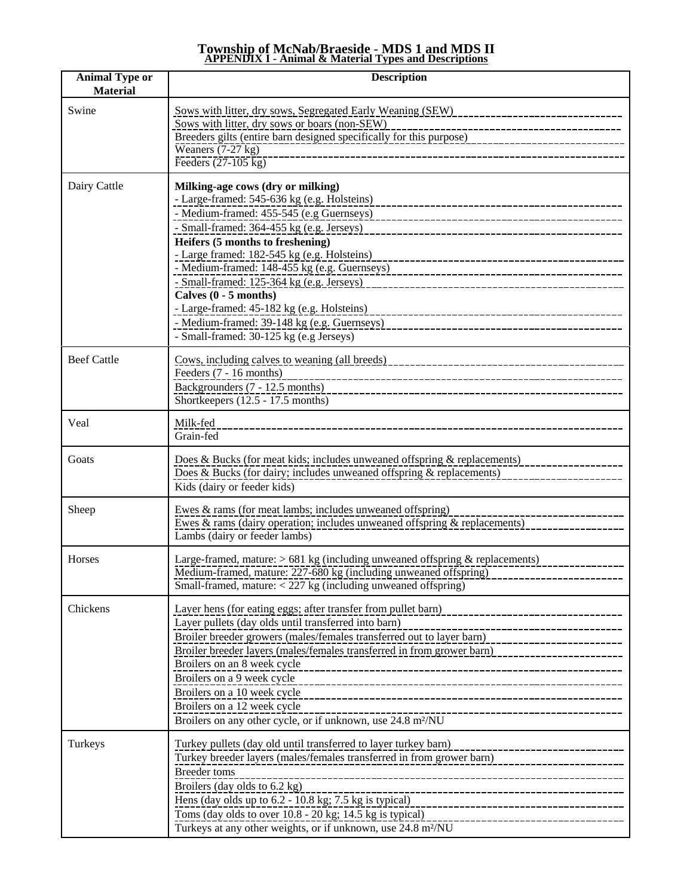# Township of McNab/Braeside - MDS 1 and MDS II

## APPENDIX I - Animal & Material Types and Descriptions

| Animal Type or Material | Description |
|---|---|
| Swine | Sows with litter, dry sows, Segregated Early Weaning (SEW)<br>Sows with litter, dry sows or boars (non-SEW)<br>Breeders gilts (entire barn designed specifically for this purpose)<br>Weaners (7-27 kg)<br>Feeders (27-105 kg) |
| Dairy Cattle | **Milking-age cows (dry or milking)**<br>- Large-framed: 545-636 kg (e.g. Holsteins)<br>- Medium-framed: 455-545 (e.g Guernseys)<br>- Small-framed: 364-455 kg (e.g. Jerseys)<br>**Heifers (5 months to freshening)**<br>- Large framed: 182-545 kg (e.g. Holsteins)<br>- Medium-framed: 148-455 kg (e.g. Guernseys)<br>- Small-framed: 125-364 kg (e.g. Jerseys)<br>**Calves (0 - 5 months)**<br>- Large-framed: 45-182 kg (e.g. Holsteins)<br>- Medium-framed: 39-148 kg (e.g. Guernseys)<br>- Small-framed: 30-125 kg (e.g Jerseys) |
| Beef Cattle | Cows, including calves to weaning (all breeds)<br>Feeders (7 - 16 months)<br>Backgrounders (7 - 12.5 months)<br>Shortkeepers (12.5 - 17.5 months) |
| Veal | Milk-fed<br>Grain-fed |
| Goats | Does & Bucks (for meat kids; includes unweaned offspring & replacements)<br>Does & Bucks (for dairy; includes unweaned offspring & replacements)<br>Kids (dairy or feeder kids) |
| Sheep | Ewes & rams (for meat lambs; includes unweaned offspring)<br>Ewes & rams (dairy operation; includes unweaned offspring & replacements)<br>Lambs (dairy or feeder lambs) |
| Horses | Large-framed, mature: > 681 kg (including unweaned offspring & replacements)<br>Medium-framed, mature: 227-680 kg (including unweaned offspring)<br>Small-framed, mature: < 227 kg (including unweaned offspring) |
| Chickens | Layer hens (for eating eggs; after transfer from pullet barn)<br>Layer pullets (day olds until transferred into barn)<br>Broiler breeder growers (males/females transferred out to layer barn)<br>Broiler breeder layers (males/females transferred in from grower barn)<br>Broilers on an 8 week cycle<br>Broilers on a 9 week cycle<br>Broilers on a 10 week cycle<br>Broilers on a 12 week cycle<br>Broilers on any other cycle, or if unknown, use 24.8 m²/NU |
| Turkeys | Turkey pullets (day old until transferred to layer turkey barn)<br>Turkey breeder layers (males/females transferred in from grower barn)<br>Breeder toms<br>Broilers (day olds to 6.2 kg)<br>Hens (day olds up to 6.2 - 10.8 kg; 7.5 kg is typical)<br>Toms (day olds to over 10.8 - 20 kg; 14.5 kg is typical)<br>Turkeys at any other weights, or if unknown, use 24.8 m²/NU |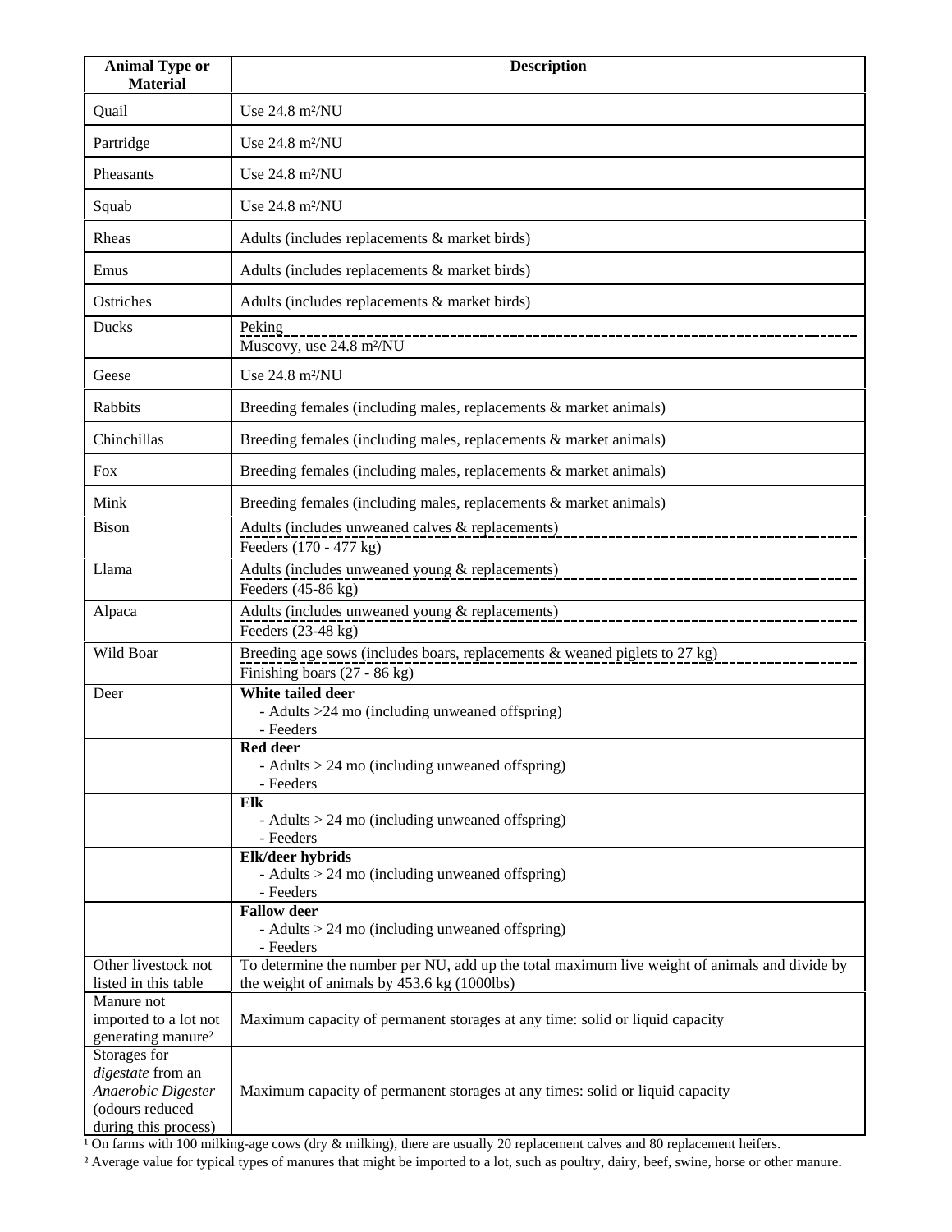| Animal Type or Material | Description |
|---|---|
| Quail | Use 24.8 m²/NU |
| Partridge | Use 24.8 m²/NU |
| Pheasants | Use 24.8 m²/NU |
| Squab | Use 24.8 m²/NU |
| Rheas | Adults (includes replacements & market birds) |
| Emus | Adults (includes replacements & market birds) |
| Ostriches | Adults (includes replacements & market birds) |
| Ducks | Peking |
| | Muscovy, use 24.8 m²/NU |
| Geese | Use 24.8 m²/NU |
| Rabbits | Breeding females (including males, replacements & market animals) |
| Chinchillas | Breeding females (including males, replacements & market animals) |
| Fox | Breeding females (including males, replacements & market animals) |
| Mink | Breeding females (including males, replacements & market animals) |
| Bison | Adults (includes unweaned calves & replacements) |
| | Feeders (170 - 477 kg) |
| Llama | Adults (includes unweaned young & replacements) |
| | Feeders (45-86 kg) |
| Alpaca | Adults (includes unweaned young & replacements) |
| | Feeders (23-48 kg) |
| Wild Boar | Breeding age sows (includes boars, replacements & weaned piglets to 27 kg) |
| | Finishing boars (27 - 86 kg) |
| Deer | **White tailed deer**<br>- Adults >24 mo (including unweaned offspring)<br>- Feeders |
| | **Red deer**<br>- Adults > 24 mo (including unweaned offspring)<br>- Feeders |
| | **Elk**<br>- Adults > 24 mo (including unweaned offspring)<br>- Feeders |
| | **Elk/deer hybrids**<br>- Adults > 24 mo (including unweaned offspring)<br>- Feeders |
| | **Fallow deer**<br>- Adults > 24 mo (including unweaned offspring)<br>- Feeders |
| Other livestock not listed in this table | To determine the number per NU, add up the total maximum live weight of animals and divide by the weight of animals by 453.6 kg (1000lbs) |
| Manure not imported to a lot not generating manure² | Maximum capacity of permanent storages at any time: solid or liquid capacity |
| Storages for *digestate* from an *Anaerobic Digester* (odours reduced during this process) | Maximum capacity of permanent storages at any times: solid or liquid capacity |

[1] On farms with 100 milking-age cows (dry & milking), there are usually 20 replacement calves and 80 replacement heifers.

[2] Average value for typical types of manures that might be imported to a lot, such as poultry, dairy, beef, swine, horse or other manure.